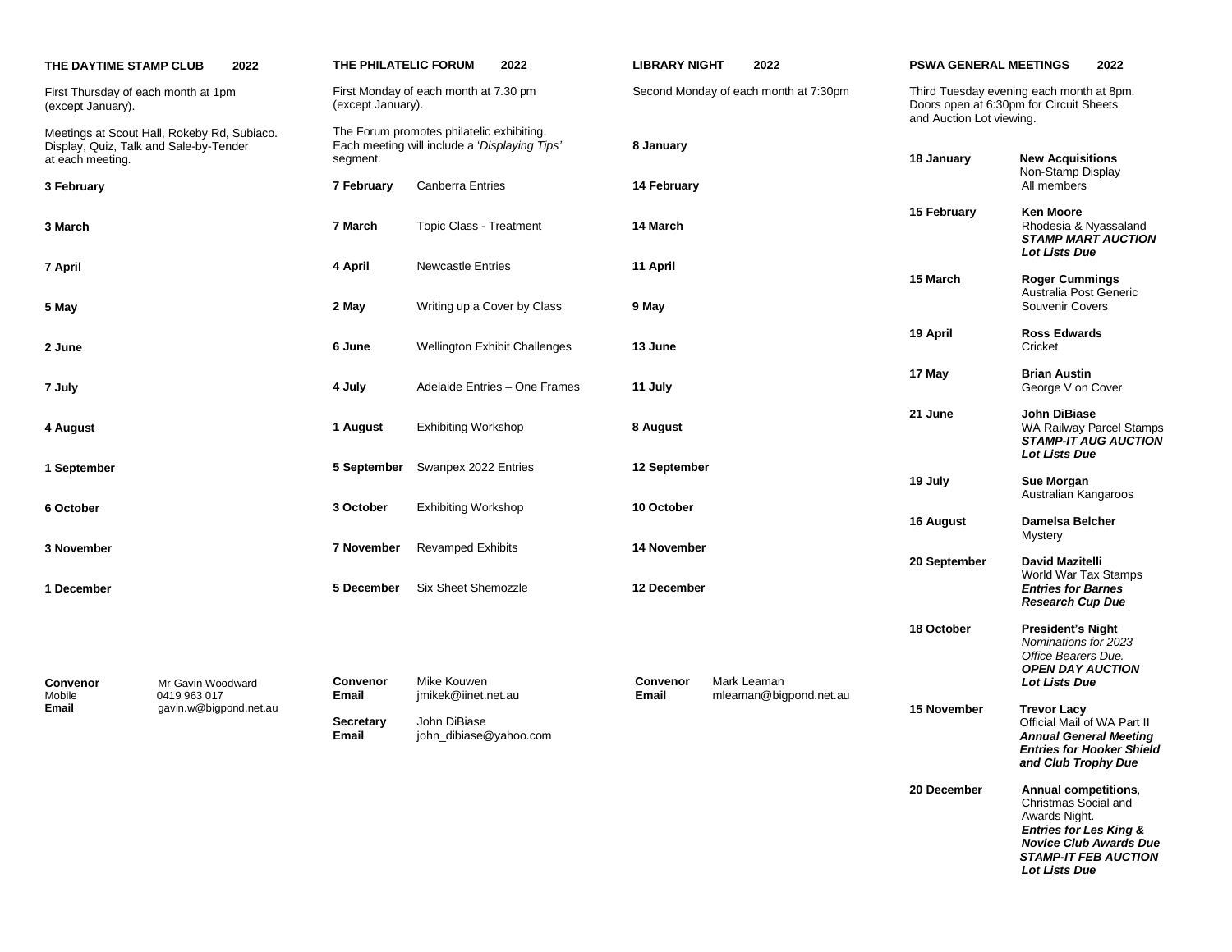## THE DAYTIME STAMP CLUB 2022

First Thursday of each month at 1pm (except January).

Meetings at Scout Hall, Rokeby Rd, Subiaco. Display, Quiz, Talk and Sale-by-Tender at each meeting.

**3 February**

**3 March**

**7 April**

**5 May**

**2 June**

**7 July**

**4 August**

**1 September**

**6 October**

**3 November**

**1 December**

**Convenor** Mr Gavin Woodward
**Mobile** 0419 963 017
**Email** gavin.w@bigpond.net.au

## THE PHILATELIC FORUM 2022

First Monday of each month at 7.30 pm (except January).

The Forum promotes philatelic exhibiting. Each meeting will include a '*Displaying Tips*' segment.

| Date | Topic |
|---|---|
| **7 February** | Canberra Entries |
| **7 March** | Topic Class - Treatment |
| **4 April** | Newcastle Entries |
| **2 May** | Writing up a Cover by Class |
| **6 June** | Wellington Exhibit Challenges |
| **4 July** | Adelaide Entries – One Frames |
| **1 August** | Exhibiting Workshop |
| **5 September** | Swanpex 2022 Entries |
| **3 October** | Exhibiting Workshop |
| **7 November** | Revamped Exhibits |
| **5 December** | Six Sheet Shemozzle |

**Convenor** Mike Kouwen
**Email** jmikek@iinet.net.au

**Secretary** John DiBiase
**Email** john_dibiase@yahoo.com

## LIBRARY NIGHT 2022

Second Monday of each month at 7:30pm

**8 January**

**14 February**

**14 March**

**11 April**

**9 May**

**13 June**

**11 July**

**8 August**

**12 September**

**10 October**

**14 November**

**12 December**

**Convenor** Mark Leaman
**Email** mleaman@bigpond.net.au

## PSWA GENERAL MEETINGS 2022

Third Tuesday evening each month at 8pm. Doors open at 6:30pm for Circuit Sheets and Auction Lot viewing.

| Date | Details |
|---|---|
| **18 January** | **New Acquisitions** Non-Stamp Display All members |
| **15 February** | **Ken Moore** Rhodesia & Nyassaland ***STAMP MART AUCTION Lot Lists Due*** |
| **15 March** | **Roger Cummings** Australia Post Generic Souvenir Covers |
| **19 April** | **Ross Edwards** Cricket |
| **17 May** | **Brian Austin** George V on Cover |
| **21 June** | **John DiBiase** WA Railway Parcel Stamps ***STAMP-IT AUG AUCTION Lot Lists Due*** |
| **19 July** | **Sue Morgan** Australian Kangaroos |
| **16 August** | **Damelsa Belcher** Mystery |
| **20 September** | **David Mazitelli** World War Tax Stamps ***Entries for Barnes Research Cup Due*** |
| **18 October** | **President's Night** *Nominations for 2023 Office Bearers Due.* ***OPEN DAY AUCTION Lot Lists Due*** |
| **15 November** | **Trevor Lacy** Official Mail of WA Part II ***Annual General Meeting Entries for Hooker Shield and Club Trophy Due*** |
| **20 December** | **Annual competitions**, Christmas Social and Awards Night. ***Entries for Les King & Novice Club Awards Due STAMP-IT FEB AUCTION Lot Lists Due*** |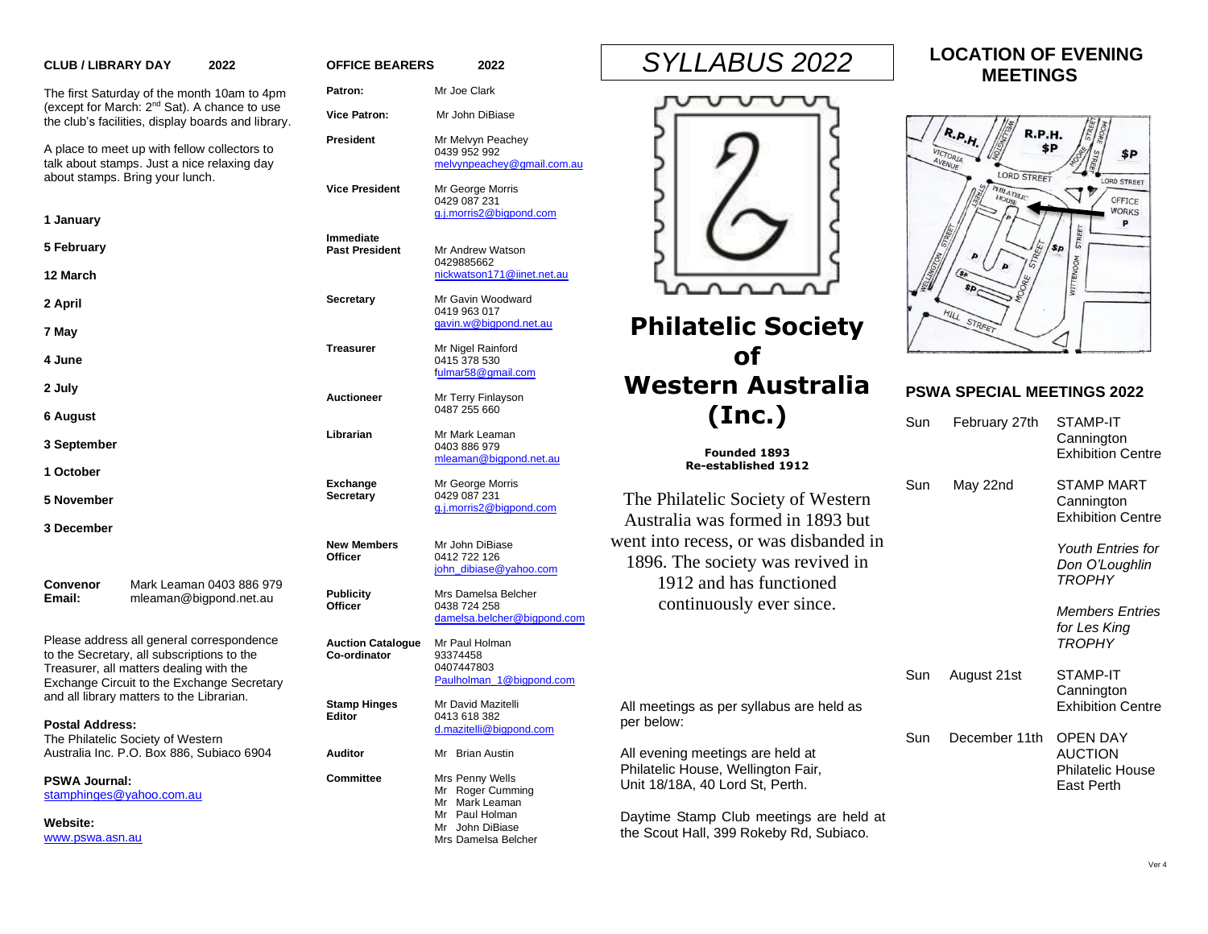**CLUB / LIBRARY DAY 2022**

The first Saturday of the month 10am to 4pm (except for March: 2nd Sat). A chance to use the club's facilities, display boards and library.

A place to meet up with fellow collectors to talk about stamps. Just a nice relaxing day about stamps. Bring your lunch.

**1 January**

**5 February**

**12 March**

**2 April**

**7 May**

**4 June**

**2 July**

**6 August**

**3 September**

**1 October**

**5 November**

**3 December**

| | |
|---|---|
| **Convenor** | Mark Leaman 0403 886 979 |
| **Email:** | mleaman@bigpond.net.au |

Please address all general correspondence to the Secretary, all subscriptions to the Treasurer, all matters dealing with the Exchange Circuit to the Exchange Secretary and all library matters to the Librarian.

**Postal Address:**
The Philatelic Society of Western Australia Inc. P.O. Box 886, Subiaco 6904

**PSWA Journal:**
stamphinges@yahoo.com.au

**Website:**
www.pswa.asn.au

**OFFICE BEARERS 2022**

| | |
|---|---|
| **Patron:** | Mr Joe Clark |
| **Vice Patron:** | Mr John DiBiase |
| **President** | Mr Melvyn Peachey<br>0439 952 992<br>melvynpeachey@gmail.com.au |
| **Vice President** | Mr George Morris<br>0429 087 231<br>g.j.morris2@bigpond.com |
| **Immediate Past President** | Mr Andrew Watson<br>0429885662<br>nickwatson171@iinet.net.au |
| **Secretary** | Mr Gavin Woodward<br>0419 963 017<br>gavin.w@bigpond.net.au |
| **Treasurer** | Mr Nigel Rainford<br>0415 378 530<br>fulmar58@gmail.com |
| **Auctioneer** | Mr Terry Finlayson<br>0487 255 660 |
| **Librarian** | Mr Mark Leaman<br>0403 886 979<br>mleaman@bigpond.net.au |
| **Exchange Secretary** | Mr George Morris<br>0429 087 231<br>g.j.morris2@bigpond.com |
| **New Members Officer** | Mr John DiBiase<br>0412 722 126<br>john_dibiase@yahoo.com |
| **Publicity Officer** | Mrs Damelsa Belcher<br>0438 724 258<br>damelsa.belcher@bigpond.com |
| **Auction Catalogue Co-ordinator** | Mr Paul Holman<br>93374458<br>0407447803<br>Paulholman_1@bigpond.com |
| **Stamp Hinges Editor** | Mr David Mazitelli<br>0413 618 382<br>d.mazitelli@bigpond.com |
| **Auditor** | Mr Brian Austin |
| **Committee** | Mrs Penny Wells<br>Mr Roger Cumming<br>Mr Mark Leaman<br>Mr Paul Holman<br>Mr John DiBiase<br>Mrs Damelsa Belcher |

# *SYLLABUS 2022*

# Philatelic Society of Western Australia (Inc.)

**Founded 1893**
**Re-established 1912**

The Philatelic Society of Western Australia was formed in 1893 but went into recess, or was disbanded in 1896. The society was revived in 1912 and has functioned continuously ever since.

All meetings as per syllabus are held as per below:

All evening meetings are held at Philatelic House, Wellington Fair, Unit 18/18A, 40 Lord St, Perth.

Daytime Stamp Club meetings are held at the Scout Hall, 399 Rokeby Rd, Subiaco.

## LOCATION OF EVENING MEETINGS

R.P.H.
R.P.H.
$P
$P
VICTORIA AVENUE
WELLINGTON
LORD STREET
LORD STREET
MOORE STREET
OFFICE WORKS
P
PHILATELIC HOUSE
STREET
P
P
P
$P
$P
$P
WELLINGTON STREET
MOORE STREET
WITTENOOM STREET
HILL STREET

## PSWA SPECIAL MEETINGS 2022

| | | |
|---|---|---|
| Sun | February 27th | STAMP-IT<br>Cannington Exhibition Centre |
| Sun | May 22nd | STAMP MART<br>Cannington Exhibition Centre |
| | | *Youth Entries for Don O'Loughlin TROPHY* |
| | | *Members Entries for Les King TROPHY* |
| Sun | August 21st | STAMP-IT<br>Cannington Exhibition Centre |
| Sun | December 11th | OPEN DAY AUCTION<br>Philatelic House East Perth |

Ver 4